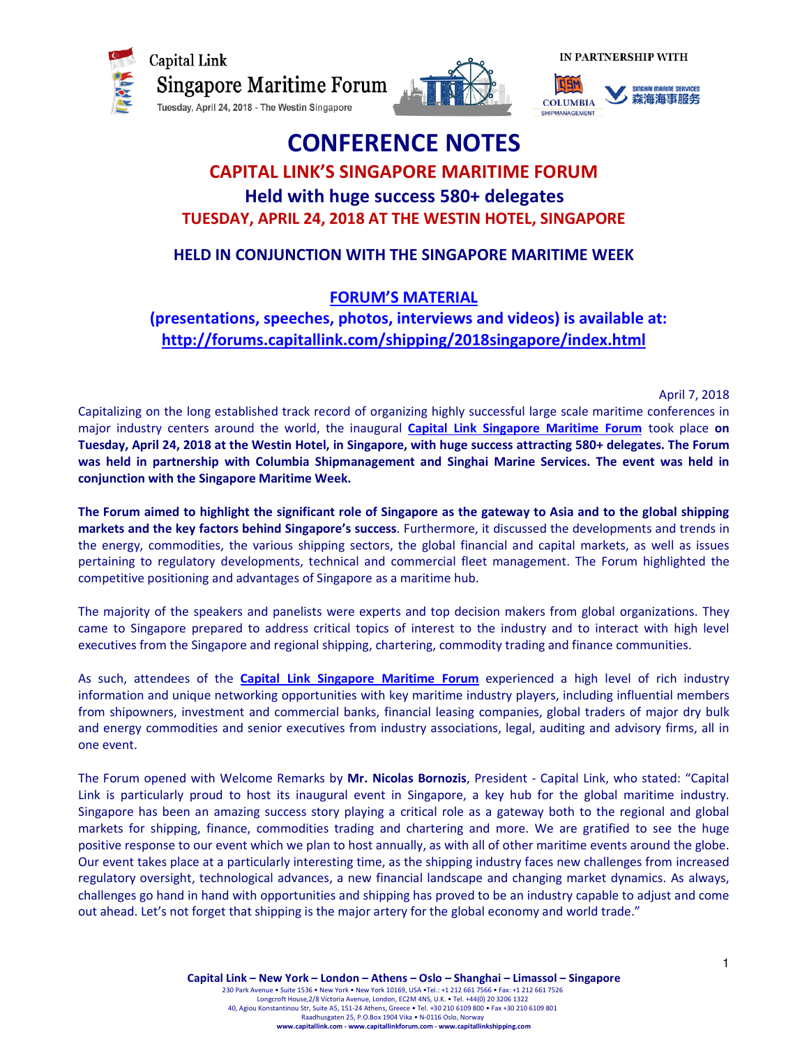Capital Link
Singapore Maritime Forum
Tuesday, April 24, 2018 - The Westin Singapore

IN PARTNERSHIP WITH

COLUMBIA SHIPMANAGEMENT

SINGHAI MARINE SERVICES 森海海事服务

# CONFERENCE NOTES

## CAPITAL LINK'S SINGAPORE MARITIME FORUM

## Held with huge success 580+ delegates

### TUESDAY, APRIL 24, 2018 AT THE WESTIN HOTEL, SINGAPORE

### HELD IN CONJUNCTION WITH THE SINGAPORE MARITIME WEEK

### FORUM'S MATERIAL

### (presentations, speeches, photos, interviews and videos) is available at: http://forums.capitallink.com/shipping/2018singapore/index.html

April 7, 2018

Capitalizing on the long established track record of organizing highly successful large scale maritime conferences in major industry centers around the world, the inaugural **Capital Link Singapore Maritime Forum** took place **on Tuesday, April 24, 2018 at the Westin Hotel, in Singapore, with huge success attracting 580+ delegates. The Forum was held in partnership with Columbia Shipmanagement and Singhai Marine Services. The event was held in conjunction with the Singapore Maritime Week.**

**The Forum aimed to highlight the significant role of Singapore as the gateway to Asia and to the global shipping markets and the key factors behind Singapore's success**. Furthermore, it discussed the developments and trends in the energy, commodities, the various shipping sectors, the global financial and capital markets, as well as issues pertaining to regulatory developments, technical and commercial fleet management. The Forum highlighted the competitive positioning and advantages of Singapore as a maritime hub.

The majority of the speakers and panelists were experts and top decision makers from global organizations. They came to Singapore prepared to address critical topics of interest to the industry and to interact with high level executives from the Singapore and regional shipping, chartering, commodity trading and finance communities.

As such, attendees of the **Capital Link Singapore Maritime Forum** experienced a high level of rich industry information and unique networking opportunities with key maritime industry players, including influential members from shipowners, investment and commercial banks, financial leasing companies, global traders of major dry bulk and energy commodities and senior executives from industry associations, legal, auditing and advisory firms, all in one event.

The Forum opened with Welcome Remarks by **Mr. Nicolas Bornozis**, President - Capital Link, who stated: "Capital Link is particularly proud to host its inaugural event in Singapore, a key hub for the global maritime industry. Singapore has been an amazing success story playing a critical role as a gateway both to the regional and global markets for shipping, finance, commodities trading and chartering and more. We are gratified to see the huge positive response to our event which we plan to host annually, as with all of other maritime events around the globe. Our event takes place at a particularly interesting time, as the shipping industry faces new challenges from increased regulatory oversight, technological advances, a new financial landscape and changing market dynamics. As always, challenges go hand in hand with opportunities and shipping has proved to be an industry capable to adjust and come out ahead. Let's not forget that shipping is the major artery for the global economy and world trade."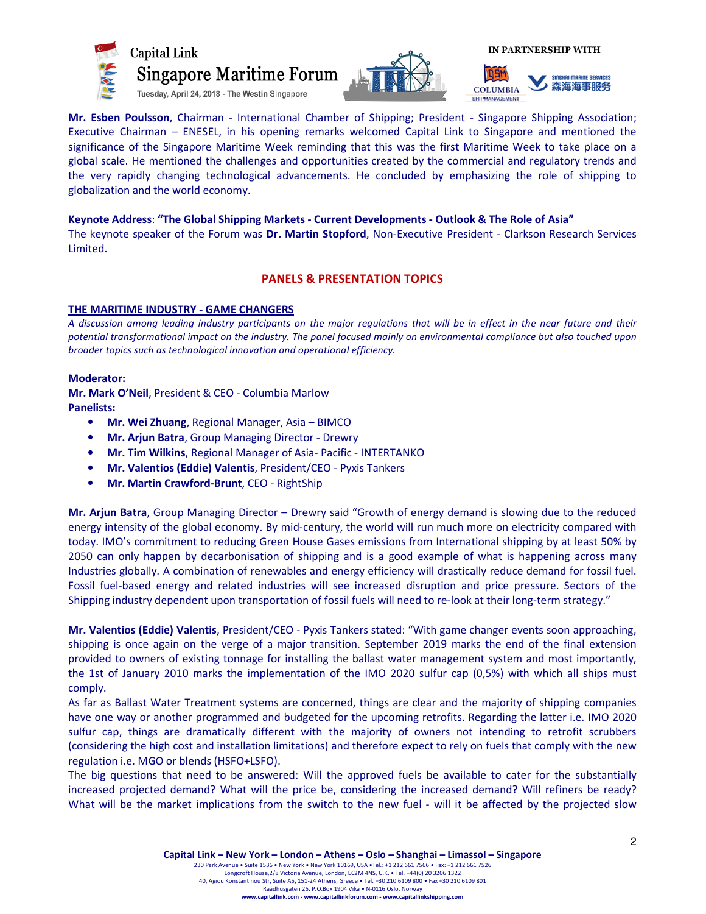**Mr. Esben Poulsson**, Chairman - International Chamber of Shipping; President - Singapore Shipping Association; Executive Chairman – ENESEL, in his opening remarks welcomed Capital Link to Singapore and mentioned the significance of the Singapore Maritime Week reminding that this was the first Maritime Week to take place on a global scale. He mentioned the challenges and opportunities created by the commercial and regulatory trends and the very rapidly changing technological advancements. He concluded by emphasizing the role of shipping to globalization and the world economy.

**Keynote Address**: **"The Global Shipping Markets - Current Developments - Outlook & The Role of Asia"**
The keynote speaker of the Forum was **Dr. Martin Stopford**, Non-Executive President - Clarkson Research Services Limited.

## PANELS & PRESENTATION TOPICS

### THE MARITIME INDUSTRY - GAME CHANGERS

*A discussion among leading industry participants on the major regulations that will be in effect in the near future and their potential transformational impact on the industry. The panel focused mainly on environmental compliance but also touched upon broader topics such as technological innovation and operational efficiency.*

**Moderator:**
**Mr. Mark O'Neil**, President & CEO - Columbia Marlow
**Panelists:**

- **Mr. Wei Zhuang**, Regional Manager, Asia – BIMCO
- **Mr. Arjun Batra**, Group Managing Director - Drewry
- **Mr. Tim Wilkins**, Regional Manager of Asia- Pacific - INTERTANKO
- **Mr. Valentios (Eddie) Valentis**, President/CEO - Pyxis Tankers
- **Mr. Martin Crawford-Brunt**, CEO - RightShip

**Mr. Arjun Batra**, Group Managing Director – Drewry said "Growth of energy demand is slowing due to the reduced energy intensity of the global economy. By mid-century, the world will run much more on electricity compared with today. IMO's commitment to reducing Green House Gases emissions from International shipping by at least 50% by 2050 can only happen by decarbonisation of shipping and is a good example of what is happening across many Industries globally. A combination of renewables and energy efficiency will drastically reduce demand for fossil fuel. Fossil fuel-based energy and related industries will see increased disruption and price pressure. Sectors of the Shipping industry dependent upon transportation of fossil fuels will need to re-look at their long-term strategy."

**Mr. Valentios (Eddie) Valentis**, President/CEO - Pyxis Tankers stated: "With game changer events soon approaching, shipping is once again on the verge of a major transition. September 2019 marks the end of the final extension provided to owners of existing tonnage for installing the ballast water management system and most importantly, the 1st of January 2010 marks the implementation of the IMO 2020 sulfur cap (0,5%) with which all ships must comply.
As far as Ballast Water Treatment systems are concerned, things are clear and the majority of shipping companies have one way or another programmed and budgeted for the upcoming retrofits. Regarding the latter i.e. IMO 2020 sulfur cap, things are dramatically different with the majority of owners not intending to retrofit scrubbers (considering the high cost and installation limitations) and therefore expect to rely on fuels that comply with the new regulation i.e. MGO or blends (HSFO+LSFO).
The big questions that need to be answered: Will the approved fuels be available to cater for the substantially increased projected demand? What will the price be, considering the increased demand? Will refiners be ready? What will be the market implications from the switch to the new fuel - will it be affected by the projected slow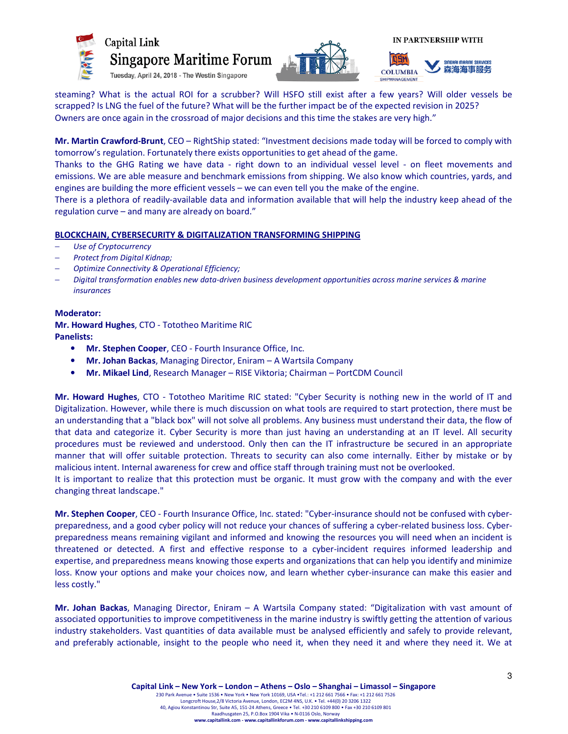steaming? What is the actual ROI for a scrubber? Will HSFO still exist after a few years? Will older vessels be scrapped? Is LNG the fuel of the future? What will be the further impact be of the expected revision in 2025? Owners are once again in the crossroad of major decisions and this time the stakes are very high."

**Mr. Martin Crawford-Brunt**, CEO – RightShip stated: "Investment decisions made today will be forced to comply with tomorrow's regulation. Fortunately there exists opportunities to get ahead of the game.
Thanks to the GHG Rating we have data - right down to an individual vessel level - on fleet movements and emissions. We are able measure and benchmark emissions from shipping. We also know which countries, yards, and engines are building the more efficient vessels – we can even tell you the make of the engine.
There is a plethora of readily-available data and information available that will help the industry keep ahead of the regulation curve – and many are already on board."

**BLOCKCHAIN, CYBERSECURITY & DIGITALIZATION TRANSFORMING SHIPPING**

- *Use of Cryptocurrency*
- *Protect from Digital Kidnap;*
- *Optimize Connectivity & Operational Efficiency;*
- *Digital transformation enables new data-driven business development opportunities across marine services & marine insurances*

**Moderator:**
**Mr. Howard Hughes**, CTO - Tototheo Maritime RIC
**Panelists:**

- **Mr. Stephen Cooper**, CEO - Fourth Insurance Office, Inc.
- **Mr. Johan Backas**, Managing Director, Eniram – A Wartsila Company
- **Mr. Mikael Lind**, Research Manager – RISE Viktoria; Chairman – PortCDM Council

**Mr. Howard Hughes**, CTO - Tototheo Maritime RIC stated: "Cyber Security is nothing new in the world of IT and Digitalization. However, while there is much discussion on what tools are required to start protection, there must be an understanding that a "black box" will not solve all problems. Any business must understand their data, the flow of that data and categorize it. Cyber Security is more than just having an understanding at an IT level. All security procedures must be reviewed and understood. Only then can the IT infrastructure be secured in an appropriate manner that will offer suitable protection. Threats to security can also come internally. Either by mistake or by malicious intent. Internal awareness for crew and office staff through training must not be overlooked.
It is important to realize that this protection must be organic. It must grow with the company and with the ever changing threat landscape."

**Mr. Stephen Cooper**, CEO - Fourth Insurance Office, Inc. stated: "Cyber-insurance should not be confused with cyber-preparedness, and a good cyber policy will not reduce your chances of suffering a cyber-related business loss. Cyber-preparedness means remaining vigilant and informed and knowing the resources you will need when an incident is threatened or detected. A first and effective response to a cyber-incident requires informed leadership and expertise, and preparedness means knowing those experts and organizations that can help you identify and minimize loss. Know your options and make your choices now, and learn whether cyber-insurance can make this easier and less costly."

**Mr. Johan Backas**, Managing Director, Eniram – A Wartsila Company stated: "Digitalization with vast amount of associated opportunities to improve competitiveness in the marine industry is swiftly getting the attention of various industry stakeholders. Vast quantities of data available must be analysed efficiently and safely to provide relevant, and preferably actionable, insight to the people who need it, when they need it and where they need it. We at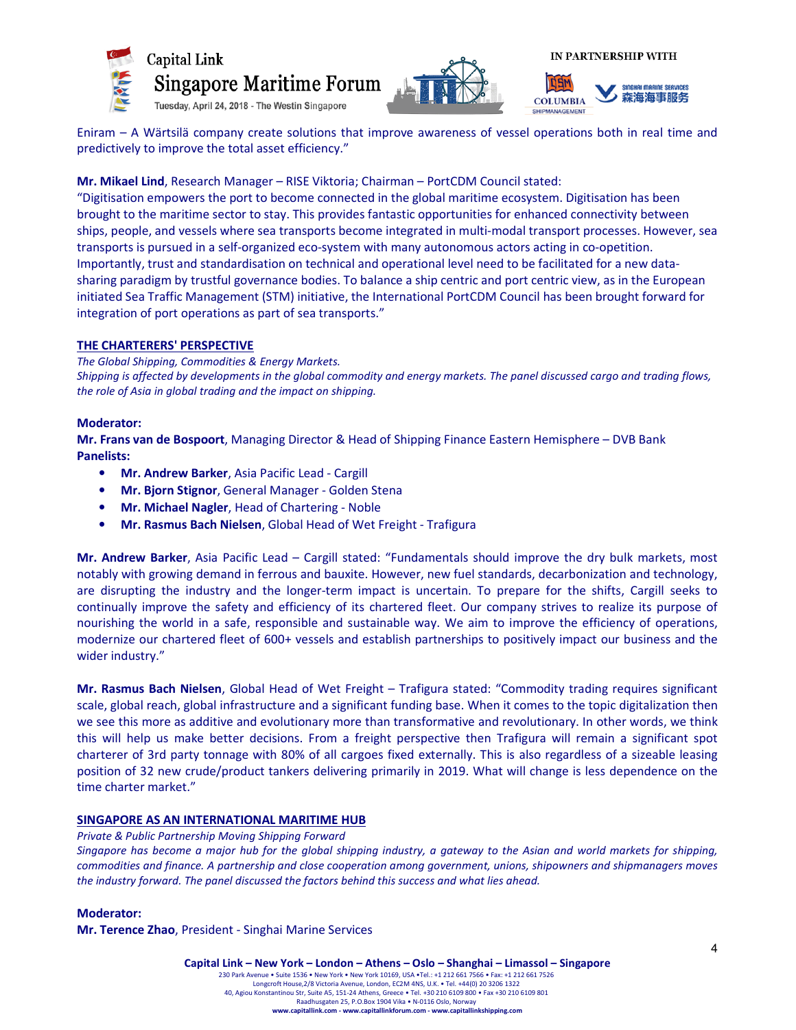Eniram – A Wärtsilä company create solutions that improve awareness of vessel operations both in real time and predictively to improve the total asset efficiency."

**Mr. Mikael Lind**, Research Manager – RISE Viktoria; Chairman – PortCDM Council stated:
"Digitisation empowers the port to become connected in the global maritime ecosystem. Digitisation has been brought to the maritime sector to stay. This provides fantastic opportunities for enhanced connectivity between ships, people, and vessels where sea transports become integrated in multi-modal transport processes. However, sea transports is pursued in a self-organized eco-system with many autonomous actors acting in co-opetition. Importantly, trust and standardisation on technical and operational level need to be facilitated for a new data-sharing paradigm by trustful governance bodies. To balance a ship centric and port centric view, as in the European initiated Sea Traffic Management (STM) initiative, the International PortCDM Council has been brought forward for integration of port operations as part of sea transports."

## THE CHARTERERS' PERSPECTIVE

*The Global Shipping, Commodities & Energy Markets.*
*Shipping is affected by developments in the global commodity and energy markets. The panel discussed cargo and trading flows, the role of Asia in global trading and the impact on shipping.*

**Moderator:**
**Mr. Frans van de Bospoort**, Managing Director & Head of Shipping Finance Eastern Hemisphere – DVB Bank
**Panelists:**

- **Mr. Andrew Barker**, Asia Pacific Lead - Cargill
- **Mr. Bjorn Stignor**, General Manager - Golden Stena
- **Mr. Michael Nagler**, Head of Chartering - Noble
- **Mr. Rasmus Bach Nielsen**, Global Head of Wet Freight - Trafigura

**Mr. Andrew Barker**, Asia Pacific Lead – Cargill stated: "Fundamentals should improve the dry bulk markets, most notably with growing demand in ferrous and bauxite. However, new fuel standards, decarbonization and technology, are disrupting the industry and the longer-term impact is uncertain. To prepare for the shifts, Cargill seeks to continually improve the safety and efficiency of its chartered fleet. Our company strives to realize its purpose of nourishing the world in a safe, responsible and sustainable way. We aim to improve the efficiency of operations, modernize our chartered fleet of 600+ vessels and establish partnerships to positively impact our business and the wider industry."

**Mr. Rasmus Bach Nielsen**, Global Head of Wet Freight – Trafigura stated: "Commodity trading requires significant scale, global reach, global infrastructure and a significant funding base. When it comes to the topic digitalization then we see this more as additive and evolutionary more than transformative and revolutionary. In other words, we think this will help us make better decisions. From a freight perspective then Trafigura will remain a significant spot charterer of 3rd party tonnage with 80% of all cargoes fixed externally. This is also regardless of a sizeable leasing position of 32 new crude/product tankers delivering primarily in 2019. What will change is less dependence on the time charter market."

## SINGAPORE AS AN INTERNATIONAL MARITIME HUB

*Private & Public Partnership Moving Shipping Forward*
*Singapore has become a major hub for the global shipping industry, a gateway to the Asian and world markets for shipping, commodities and finance. A partnership and close cooperation among government, unions, shipowners and shipmanagers moves the industry forward. The panel discussed the factors behind this success and what lies ahead.*

**Moderator:**
**Mr. Terence Zhao**, President - Singhai Marine Services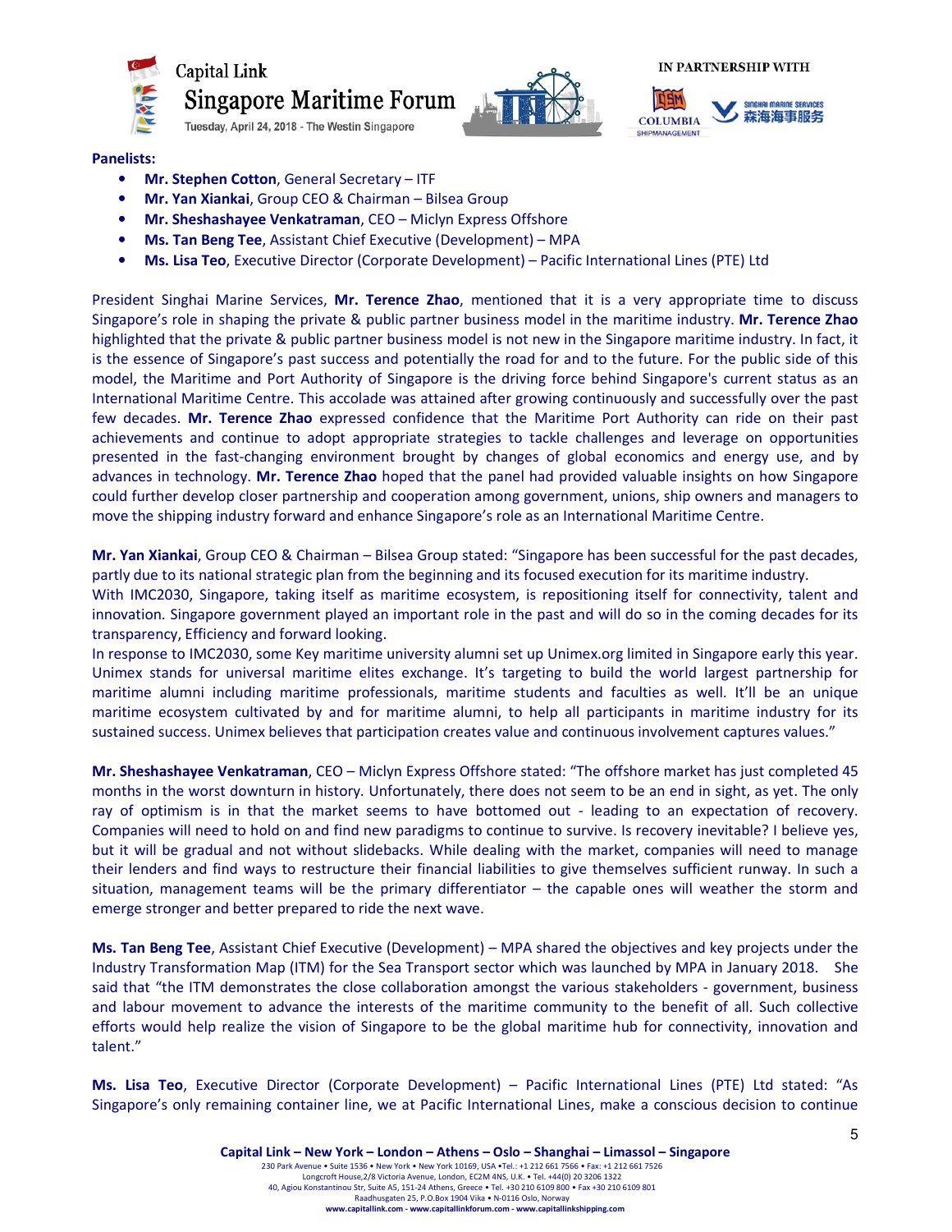**Panelists:**

- **Mr. Stephen Cotton**, General Secretary – ITF
- **Mr. Yan Xiankai**, Group CEO & Chairman – Bilsea Group
- **Mr. Sheshashayee Venkatraman**, CEO – Miclyn Express Offshore
- **Ms. Tan Beng Tee**, Assistant Chief Executive (Development) – MPA
- **Ms. Lisa Teo**, Executive Director (Corporate Development) – Pacific International Lines (PTE) Ltd

President Singhai Marine Services, **Mr. Terence Zhao**, mentioned that it is a very appropriate time to discuss Singapore's role in shaping the private & public partner business model in the maritime industry. **Mr. Terence Zhao** highlighted that the private & public partner business model is not new in the Singapore maritime industry. In fact, it is the essence of Singapore's past success and potentially the road for and to the future. For the public side of this model, the Maritime and Port Authority of Singapore is the driving force behind Singapore's current status as an International Maritime Centre. This accolade was attained after growing continuously and successfully over the past few decades. **Mr. Terence Zhao** expressed confidence that the Maritime Port Authority can ride on their past achievements and continue to adopt appropriate strategies to tackle challenges and leverage on opportunities presented in the fast-changing environment brought by changes of global economics and energy use, and by advances in technology. **Mr. Terence Zhao** hoped that the panel had provided valuable insights on how Singapore could further develop closer partnership and cooperation among government, unions, ship owners and managers to move the shipping industry forward and enhance Singapore's role as an International Maritime Centre.

**Mr. Yan Xiankai**, Group CEO & Chairman – Bilsea Group stated: "Singapore has been successful for the past decades, partly due to its national strategic plan from the beginning and its focused execution for its maritime industry.
With IMC2030, Singapore, taking itself as maritime ecosystem, is repositioning itself for connectivity, talent and innovation. Singapore government played an important role in the past and will do so in the coming decades for its transparency, Efficiency and forward looking.
In response to IMC2030, some Key maritime university alumni set up Unimex.org limited in Singapore early this year. Unimex stands for universal maritime elites exchange. It's targeting to build the world largest partnership for maritime alumni including maritime professionals, maritime students and faculties as well. It'll be an unique maritime ecosystem cultivated by and for maritime alumni, to help all participants in maritime industry for its sustained success. Unimex believes that participation creates value and continuous involvement captures values."

**Mr. Sheshashayee Venkatraman**, CEO – Miclyn Express Offshore stated: "The offshore market has just completed 45 months in the worst downturn in history. Unfortunately, there does not seem to be an end in sight, as yet. The only ray of optimism is in that the market seems to have bottomed out - leading to an expectation of recovery. Companies will need to hold on and find new paradigms to continue to survive. Is recovery inevitable? I believe yes, but it will be gradual and not without slidebacks. While dealing with the market, companies will need to manage their lenders and find ways to restructure their financial liabilities to give themselves sufficient runway. In such a situation, management teams will be the primary differentiator – the capable ones will weather the storm and emerge stronger and better prepared to ride the next wave.

**Ms. Tan Beng Tee**, Assistant Chief Executive (Development) – MPA shared the objectives and key projects under the Industry Transformation Map (ITM) for the Sea Transport sector which was launched by MPA in January 2018. She said that "the ITM demonstrates the close collaboration amongst the various stakeholders - government, business and labour movement to advance the interests of the maritime community to the benefit of all. Such collective efforts would help realize the vision of Singapore to be the global maritime hub for connectivity, innovation and talent."

**Ms. Lisa Teo**, Executive Director (Corporate Development) – Pacific International Lines (PTE) Ltd stated: "As Singapore's only remaining container line, we at Pacific International Lines, make a conscious decision to continue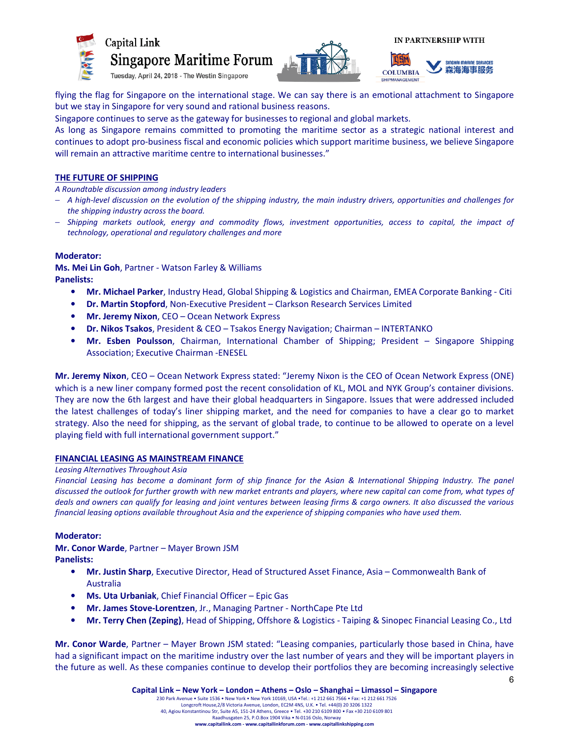flying the flag for Singapore on the international stage. We can say there is an emotional attachment to Singapore but we stay in Singapore for very sound and rational business reasons.

Singapore continues to serve as the gateway for businesses to regional and global markets.

As long as Singapore remains committed to promoting the maritime sector as a strategic national interest and continues to adopt pro-business fiscal and economic policies which support maritime business, we believe Singapore will remain an attractive maritime centre to international businesses."

## THE FUTURE OF SHIPPING

*A Roundtable discussion among industry leaders*

- *A high-level discussion on the evolution of the shipping industry, the main industry drivers, opportunities and challenges for the shipping industry across the board.*
- *Shipping markets outlook, energy and commodity flows, investment opportunities, access to capital, the impact of technology, operational and regulatory challenges and more*

**Moderator:**

**Ms. Mei Lin Goh**, Partner - Watson Farley & Williams

**Panelists:**

- **Mr. Michael Parker**, Industry Head, Global Shipping & Logistics and Chairman, EMEA Corporate Banking - Citi
- **Dr. Martin Stopford**, Non-Executive President – Clarkson Research Services Limited
- **Mr. Jeremy Nixon**, CEO – Ocean Network Express
- **Dr. Nikos Tsakos**, President & CEO – Tsakos Energy Navigation; Chairman – INTERTANKO
- **Mr. Esben Poulsson**, Chairman, International Chamber of Shipping; President – Singapore Shipping Association; Executive Chairman -ENESEL

**Mr. Jeremy Nixon**, CEO – Ocean Network Express stated: "Jeremy Nixon is the CEO of Ocean Network Express (ONE) which is a new liner company formed post the recent consolidation of KL, MOL and NYK Group's container divisions. They are now the 6th largest and have their global headquarters in Singapore. Issues that were addressed included the latest challenges of today's liner shipping market, and the need for companies to have a clear go to market strategy. Also the need for shipping, as the servant of global trade, to continue to be allowed to operate on a level playing field with full international government support."

## FINANCIAL LEASING AS MAINSTREAM FINANCE

*Leasing Alternatives Throughout Asia*

*Financial Leasing has become a dominant form of ship finance for the Asian & International Shipping Industry. The panel discussed the outlook for further growth with new market entrants and players, where new capital can come from, what types of deals and owners can qualify for leasing and joint ventures between leasing firms & cargo owners. It also discussed the various financial leasing options available throughout Asia and the experience of shipping companies who have used them.*

**Moderator:**

**Mr. Conor Warde**, Partner – Mayer Brown JSM

**Panelists:**

- **Mr. Justin Sharp**, Executive Director, Head of Structured Asset Finance, Asia – Commonwealth Bank of Australia
- **Ms. Uta Urbaniak**, Chief Financial Officer – Epic Gas
- **Mr. James Stove-Lorentzen**, Jr., Managing Partner - NorthCape Pte Ltd
- **Mr. Terry Chen (Zeping)**, Head of Shipping, Offshore & Logistics - Taiping & Sinopec Financial Leasing Co., Ltd

**Mr. Conor Warde**, Partner – Mayer Brown JSM stated: "Leasing companies, particularly those based in China, have had a significant impact on the maritime industry over the last number of years and they will be important players in the future as well. As these companies continue to develop their portfolios they are becoming increasingly selective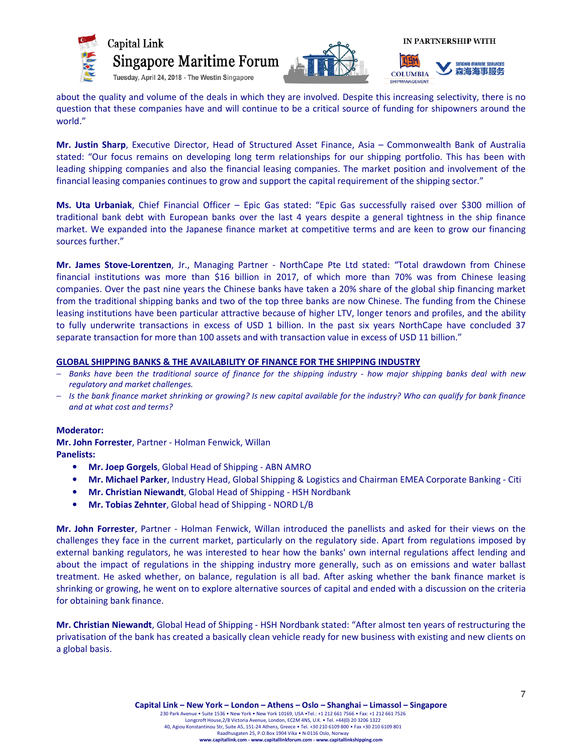about the quality and volume of the deals in which they are involved. Despite this increasing selectivity, there is no question that these companies have and will continue to be a critical source of funding for shipowners around the world."

**Mr. Justin Sharp**, Executive Director, Head of Structured Asset Finance, Asia – Commonwealth Bank of Australia stated: "Our focus remains on developing long term relationships for our shipping portfolio. This has been with leading shipping companies and also the financial leasing companies. The market position and involvement of the financial leasing companies continues to grow and support the capital requirement of the shipping sector."

**Ms. Uta Urbaniak**, Chief Financial Officer – Epic Gas stated: "Epic Gas successfully raised over $300 million of traditional bank debt with European banks over the last 4 years despite a general tightness in the ship finance market. We expanded into the Japanese finance market at competitive terms and are keen to grow our financing sources further."

**Mr. James Stove-Lorentzen**, Jr., Managing Partner - NorthCape Pte Ltd stated: "Total drawdown from Chinese financial institutions was more than $16 billion in 2017, of which more than 70% was from Chinese leasing companies. Over the past nine years the Chinese banks have taken a 20% share of the global ship financing market from the traditional shipping banks and two of the top three banks are now Chinese. The funding from the Chinese leasing institutions have been particular attractive because of higher LTV, longer tenors and profiles, and the ability to fully underwrite transactions in excess of USD 1 billion. In the past six years NorthCape have concluded 37 separate transaction for more than 100 assets and with transaction value in excess of USD 11 billion."

## GLOBAL SHIPPING BANKS & THE AVAILABILITY OF FINANCE FOR THE SHIPPING INDUSTRY

- *Banks have been the traditional source of finance for the shipping industry - how major shipping banks deal with new regulatory and market challenges.*
- *Is the bank finance market shrinking or growing? Is new capital available for the industry? Who can qualify for bank finance and at what cost and terms?*

**Moderator:**
**Mr. John Forrester**, Partner - Holman Fenwick, Willan
**Panelists:**

- **Mr. Joep Gorgels**, Global Head of Shipping - ABN AMRO
- **Mr. Michael Parker**, Industry Head, Global Shipping & Logistics and Chairman EMEA Corporate Banking - Citi
- **Mr. Christian Niewandt**, Global Head of Shipping - HSH Nordbank
- **Mr. Tobias Zehnter**, Global head of Shipping - NORD L/B

**Mr. John Forrester**, Partner - Holman Fenwick, Willan introduced the panellists and asked for their views on the challenges they face in the current market, particularly on the regulatory side. Apart from regulations imposed by external banking regulators, he was interested to hear how the banks' own internal regulations affect lending and about the impact of regulations in the shipping industry more generally, such as on emissions and water ballast treatment. He asked whether, on balance, regulation is all bad. After asking whether the bank finance market is shrinking or growing, he went on to explore alternative sources of capital and ended with a discussion on the criteria for obtaining bank finance.

**Mr. Christian Niewandt**, Global Head of Shipping - HSH Nordbank stated: "After almost ten years of restructuring the privatisation of the bank has created a basically clean vehicle ready for new business with existing and new clients on a global basis.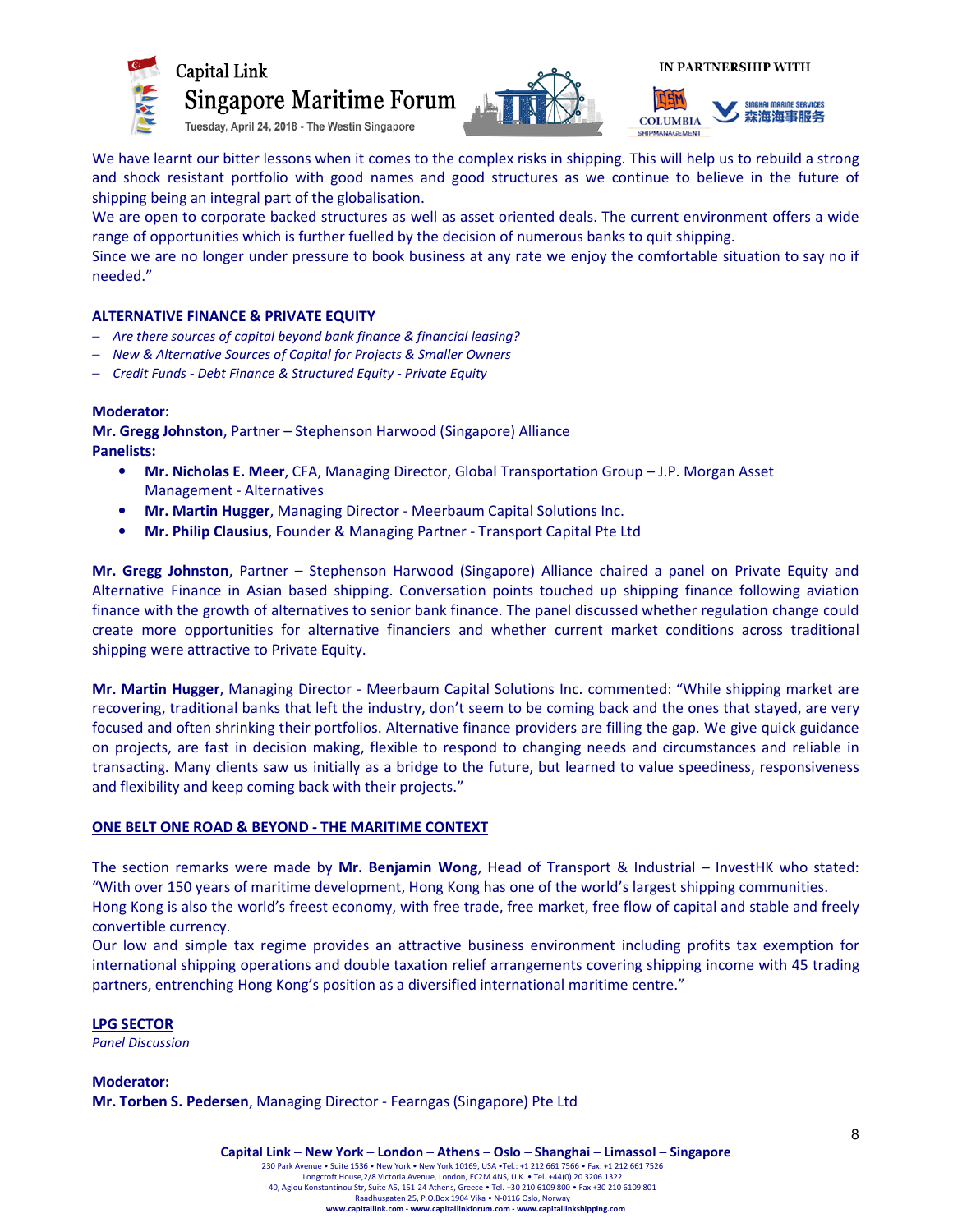We have learnt our bitter lessons when it comes to the complex risks in shipping. This will help us to rebuild a strong and shock resistant portfolio with good names and good structures as we continue to believe in the future of shipping being an integral part of the globalisation.
We are open to corporate backed structures as well as asset oriented deals. The current environment offers a wide range of opportunities which is further fuelled by the decision of numerous banks to quit shipping.
Since we are no longer under pressure to book business at any rate we enjoy the comfortable situation to say no if needed."

## ALTERNATIVE FINANCE & PRIVATE EQUITY

- *Are there sources of capital beyond bank finance & financial leasing?*
- *New & Alternative Sources of Capital for Projects & Smaller Owners*
- *Credit Funds - Debt Finance & Structured Equity - Private Equity*

**Moderator:**
**Mr. Gregg Johnston**, Partner – Stephenson Harwood (Singapore) Alliance
**Panelists:**

- **Mr. Nicholas E. Meer**, CFA, Managing Director, Global Transportation Group – J.P. Morgan Asset Management - Alternatives
- **Mr. Martin Hugger**, Managing Director - Meerbaum Capital Solutions Inc.
- **Mr. Philip Clausius**, Founder & Managing Partner - Transport Capital Pte Ltd

**Mr. Gregg Johnston**, Partner – Stephenson Harwood (Singapore) Alliance chaired a panel on Private Equity and Alternative Finance in Asian based shipping. Conversation points touched up shipping finance following aviation finance with the growth of alternatives to senior bank finance. The panel discussed whether regulation change could create more opportunities for alternative financiers and whether current market conditions across traditional shipping were attractive to Private Equity.

**Mr. Martin Hugger**, Managing Director - Meerbaum Capital Solutions Inc. commented: "While shipping market are recovering, traditional banks that left the industry, don't seem to be coming back and the ones that stayed, are very focused and often shrinking their portfolios. Alternative finance providers are filling the gap. We give quick guidance on projects, are fast in decision making, flexible to respond to changing needs and circumstances and reliable in transacting. Many clients saw us initially as a bridge to the future, but learned to value speediness, responsiveness and flexibility and keep coming back with their projects."

## ONE BELT ONE ROAD & BEYOND - THE MARITIME CONTEXT

The section remarks were made by **Mr. Benjamin Wong**, Head of Transport & Industrial – InvestHK who stated: "With over 150 years of maritime development, Hong Kong has one of the world's largest shipping communities.
Hong Kong is also the world's freest economy, with free trade, free market, free flow of capital and stable and freely convertible currency.
Our low and simple tax regime provides an attractive business environment including profits tax exemption for international shipping operations and double taxation relief arrangements covering shipping income with 45 trading partners, entrenching Hong Kong's position as a diversified international maritime centre."

## LPG SECTOR

*Panel Discussion*

**Moderator:**
**Mr. Torben S. Pedersen**, Managing Director - Fearngas (Singapore) Pte Ltd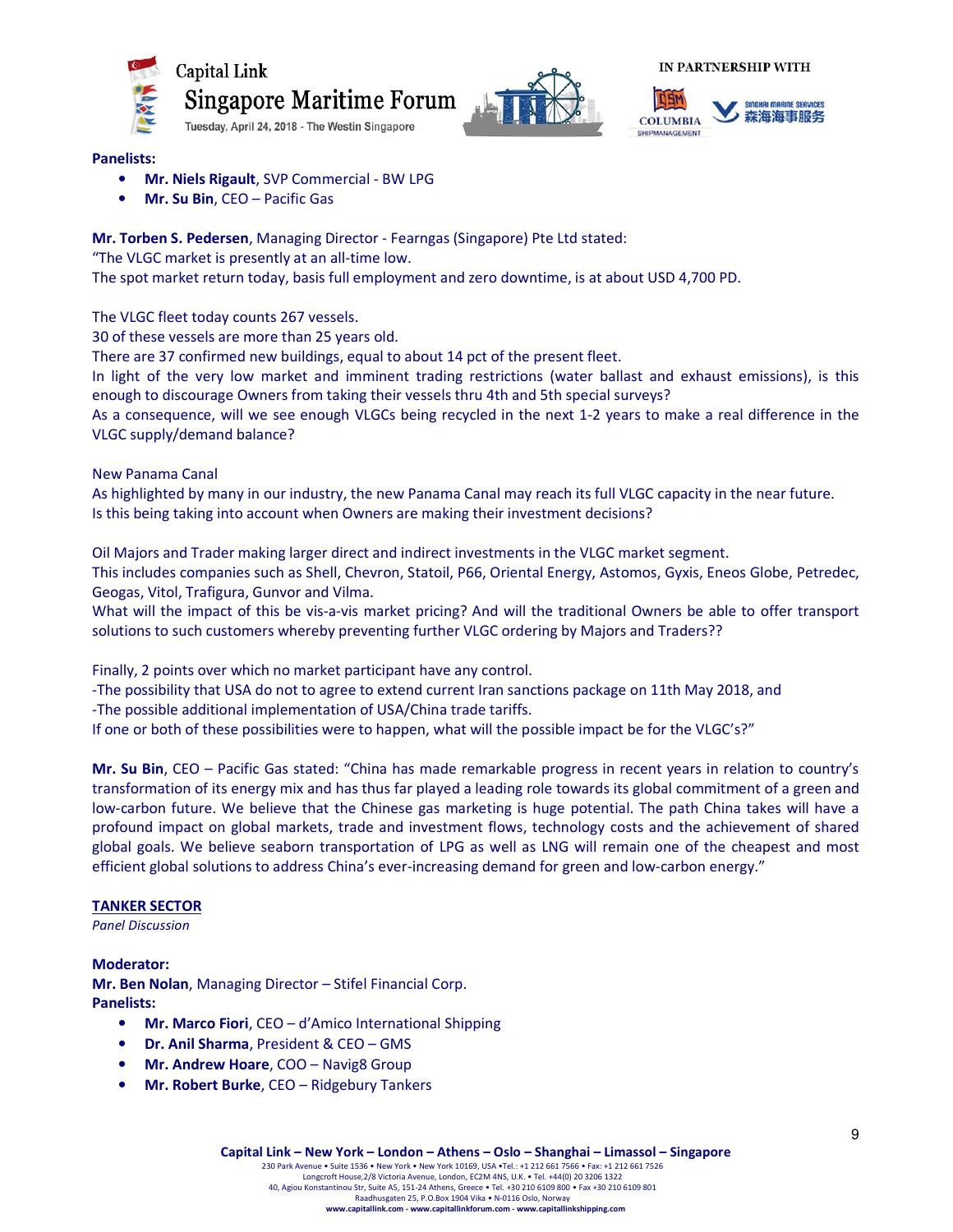**Panelists:**

- **Mr. Niels Rigault**, SVP Commercial - BW LPG
- **Mr. Su Bin**, CEO – Pacific Gas

**Mr. Torben S. Pedersen**, Managing Director - Fearngas (Singapore) Pte Ltd stated:
"The VLGC market is presently at an all-time low.
The spot market return today, basis full employment and zero downtime, is at about USD 4,700 PD.

The VLGC fleet today counts 267 vessels.
30 of these vessels are more than 25 years old.
There are 37 confirmed new buildings, equal to about 14 pct of the present fleet.
In light of the very low market and imminent trading restrictions (water ballast and exhaust emissions), is this enough to discourage Owners from taking their vessels thru 4th and 5th special surveys?
As a consequence, will we see enough VLGCs being recycled in the next 1-2 years to make a real difference in the VLGC supply/demand balance?

New Panama Canal
As highlighted by many in our industry, the new Panama Canal may reach its full VLGC capacity in the near future.
Is this being taking into account when Owners are making their investment decisions?

Oil Majors and Trader making larger direct and indirect investments in the VLGC market segment.
This includes companies such as Shell, Chevron, Statoil, P66, Oriental Energy, Astomos, Gyxis, Eneos Globe, Petredec, Geogas, Vitol, Trafigura, Gunvor and Vilma.
What will the impact of this be vis-a-vis market pricing? And will the traditional Owners be able to offer transport solutions to such customers whereby preventing further VLGC ordering by Majors and Traders??

Finally, 2 points over which no market participant have any control.
-The possibility that USA do not to agree to extend current Iran sanctions package on 11th May 2018, and
-The possible additional implementation of USA/China trade tariffs.
If one or both of these possibilities were to happen, what will the possible impact be for the VLGC's?"

**Mr. Su Bin**, CEO – Pacific Gas stated: "China has made remarkable progress in recent years in relation to country's transformation of its energy mix and has thus far played a leading role towards its global commitment of a green and low-carbon future. We believe that the Chinese gas marketing is huge potential. The path China takes will have a profound impact on global markets, trade and investment flows, technology costs and the achievement of shared global goals. We believe seaborn transportation of LPG as well as LNG will remain one of the cheapest and most efficient global solutions to address China's ever-increasing demand for green and low-carbon energy."

## TANKER SECTOR

*Panel Discussion*

**Moderator:**
**Mr. Ben Nolan**, Managing Director – Stifel Financial Corp.
**Panelists:**

- **Mr. Marco Fiori**, CEO – d'Amico International Shipping
- **Dr. Anil Sharma**, President & CEO – GMS
- **Mr. Andrew Hoare**, COO – Navig8 Group
- **Mr. Robert Burke**, CEO – Ridgebury Tankers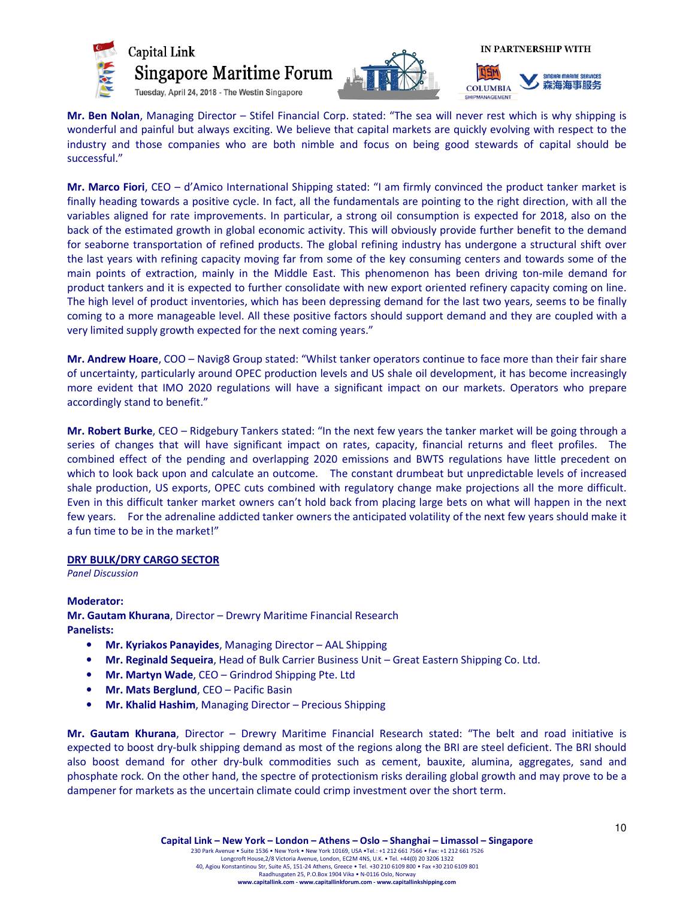**Mr. Ben Nolan**, Managing Director – Stifel Financial Corp. stated: "The sea will never rest which is why shipping is wonderful and painful but always exciting. We believe that capital markets are quickly evolving with respect to the industry and those companies who are both nimble and focus on being good stewards of capital should be successful."

**Mr. Marco Fiori**, CEO – d'Amico International Shipping stated: "I am firmly convinced the product tanker market is finally heading towards a positive cycle. In fact, all the fundamentals are pointing to the right direction, with all the variables aligned for rate improvements. In particular, a strong oil consumption is expected for 2018, also on the back of the estimated growth in global economic activity. This will obviously provide further benefit to the demand for seaborne transportation of refined products. The global refining industry has undergone a structural shift over the last years with refining capacity moving far from some of the key consuming centers and towards some of the main points of extraction, mainly in the Middle East. This phenomenon has been driving ton-mile demand for product tankers and it is expected to further consolidate with new export oriented refinery capacity coming on line. The high level of product inventories, which has been depressing demand for the last two years, seems to be finally coming to a more manageable level. All these positive factors should support demand and they are coupled with a very limited supply growth expected for the next coming years."

**Mr. Andrew Hoare**, COO – Navig8 Group stated: "Whilst tanker operators continue to face more than their fair share of uncertainty, particularly around OPEC production levels and US shale oil development, it has become increasingly more evident that IMO 2020 regulations will have a significant impact on our markets. Operators who prepare accordingly stand to benefit."

**Mr. Robert Burke**, CEO – Ridgebury Tankers stated: "In the next few years the tanker market will be going through a series of changes that will have significant impact on rates, capacity, financial returns and fleet profiles. The combined effect of the pending and overlapping 2020 emissions and BWTS regulations have little precedent on which to look back upon and calculate an outcome. The constant drumbeat but unpredictable levels of increased shale production, US exports, OPEC cuts combined with regulatory change make projections all the more difficult. Even in this difficult tanker market owners can't hold back from placing large bets on what will happen in the next few years. For the adrenaline addicted tanker owners the anticipated volatility of the next few years should make it a fun time to be in the market!"

## DRY BULK/DRY CARGO SECTOR

*Panel Discussion*

**Moderator:**
**Mr. Gautam Khurana**, Director – Drewry Maritime Financial Research
**Panelists:**

- **Mr. Kyriakos Panayides**, Managing Director – AAL Shipping
- **Mr. Reginald Sequeira**, Head of Bulk Carrier Business Unit – Great Eastern Shipping Co. Ltd.
- **Mr. Martyn Wade**, CEO – Grindrod Shipping Pte. Ltd
- **Mr. Mats Berglund**, CEO – Pacific Basin
- **Mr. Khalid Hashim**, Managing Director – Precious Shipping

**Mr. Gautam Khurana**, Director – Drewry Maritime Financial Research stated: "The belt and road initiative is expected to boost dry-bulk shipping demand as most of the regions along the BRI are steel deficient. The BRI should also boost demand for other dry-bulk commodities such as cement, bauxite, alumina, aggregates, sand and phosphate rock. On the other hand, the spectre of protectionism risks derailing global growth and may prove to be a dampener for markets as the uncertain climate could crimp investment over the short term.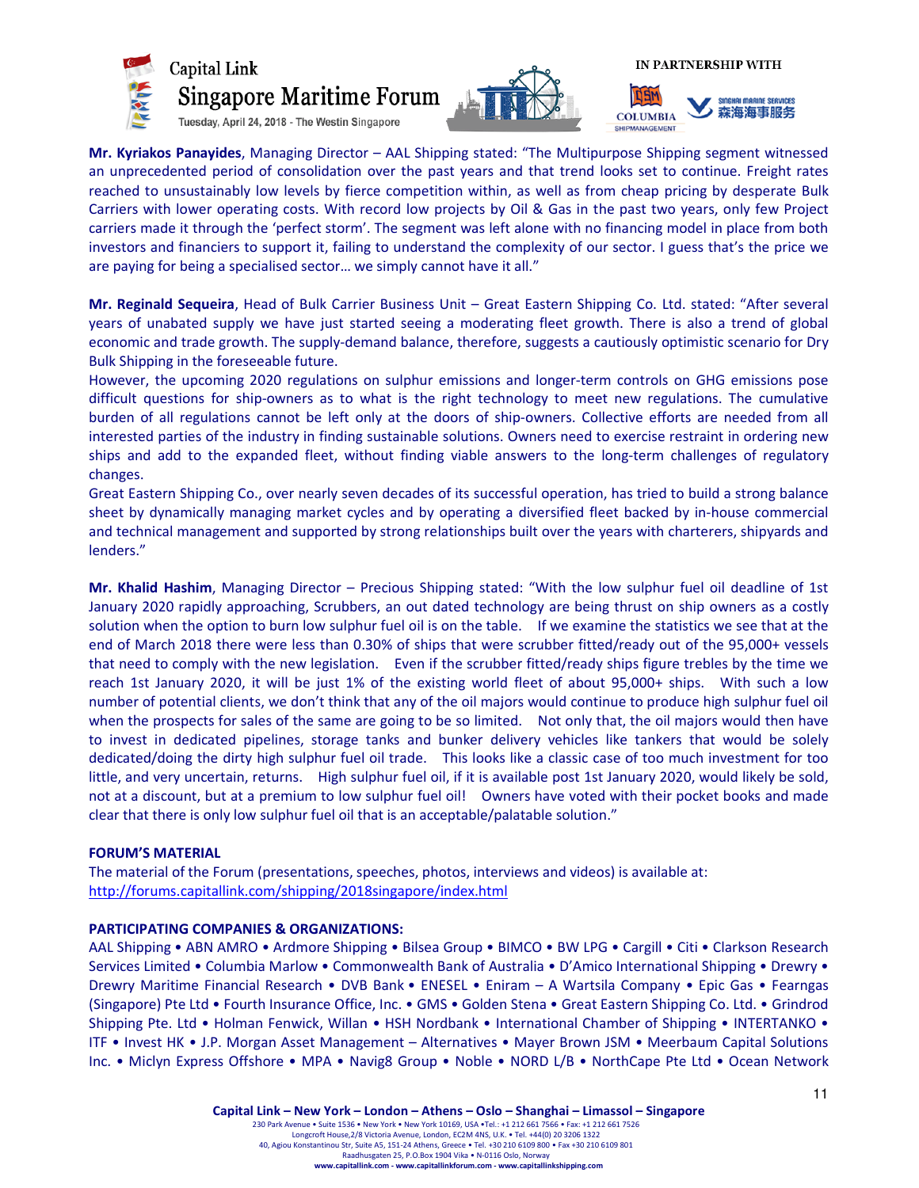**Mr. Kyriakos Panayides**, Managing Director – AAL Shipping stated: "The Multipurpose Shipping segment witnessed an unprecedented period of consolidation over the past years and that trend looks set to continue. Freight rates reached to unsustainably low levels by fierce competition within, as well as from cheap pricing by desperate Bulk Carriers with lower operating costs. With record low projects by Oil & Gas in the past two years, only few Project carriers made it through the 'perfect storm'. The segment was left alone with no financing model in place from both investors and financiers to support it, failing to understand the complexity of our sector. I guess that's the price we are paying for being a specialised sector… we simply cannot have it all."

**Mr. Reginald Sequeira**, Head of Bulk Carrier Business Unit – Great Eastern Shipping Co. Ltd. stated: "After several years of unabated supply we have just started seeing a moderating fleet growth. There is also a trend of global economic and trade growth. The supply-demand balance, therefore, suggests a cautiously optimistic scenario for Dry Bulk Shipping in the foreseeable future.

However, the upcoming 2020 regulations on sulphur emissions and longer-term controls on GHG emissions pose difficult questions for ship-owners as to what is the right technology to meet new regulations. The cumulative burden of all regulations cannot be left only at the doors of ship-owners. Collective efforts are needed from all interested parties of the industry in finding sustainable solutions. Owners need to exercise restraint in ordering new ships and add to the expanded fleet, without finding viable answers to the long-term challenges of regulatory changes.

Great Eastern Shipping Co., over nearly seven decades of its successful operation, has tried to build a strong balance sheet by dynamically managing market cycles and by operating a diversified fleet backed by in-house commercial and technical management and supported by strong relationships built over the years with charterers, shipyards and lenders."

**Mr. Khalid Hashim**, Managing Director – Precious Shipping stated: "With the low sulphur fuel oil deadline of 1st January 2020 rapidly approaching, Scrubbers, an out dated technology are being thrust on ship owners as a costly solution when the option to burn low sulphur fuel oil is on the table. If we examine the statistics we see that at the end of March 2018 there were less than 0.30% of ships that were scrubber fitted/ready out of the 95,000+ vessels that need to comply with the new legislation. Even if the scrubber fitted/ready ships figure trebles by the time we reach 1st January 2020, it will be just 1% of the existing world fleet of about 95,000+ ships. With such a low number of potential clients, we don't think that any of the oil majors would continue to produce high sulphur fuel oil when the prospects for sales of the same are going to be so limited. Not only that, the oil majors would then have to invest in dedicated pipelines, storage tanks and bunker delivery vehicles like tankers that would be solely dedicated/doing the dirty high sulphur fuel oil trade. This looks like a classic case of too much investment for too little, and very uncertain, returns. High sulphur fuel oil, if it is available post 1st January 2020, would likely be sold, not at a discount, but at a premium to low sulphur fuel oil! Owners have voted with their pocket books and made clear that there is only low sulphur fuel oil that is an acceptable/palatable solution."

**FORUM'S MATERIAL**

The material of the Forum (presentations, speeches, photos, interviews and videos) is available at: http://forums.capitallink.com/shipping/2018singapore/index.html

**PARTICIPATING COMPANIES & ORGANIZATIONS:**

AAL Shipping • ABN AMRO • Ardmore Shipping • Bilsea Group • BIMCO • BW LPG • Cargill • Citi • Clarkson Research Services Limited • Columbia Marlow • Commonwealth Bank of Australia • D'Amico International Shipping • Drewry • Drewry Maritime Financial Research • DVB Bank • ENESEL • Eniram – A Wartsila Company • Epic Gas • Fearngas (Singapore) Pte Ltd • Fourth Insurance Office, Inc. • GMS • Golden Stena • Great Eastern Shipping Co. Ltd. • Grindrod Shipping Pte. Ltd • Holman Fenwick, Willan • HSH Nordbank • International Chamber of Shipping • INTERTANKO • ITF • Invest HK • J.P. Morgan Asset Management – Alternatives • Mayer Brown JSM • Meerbaum Capital Solutions Inc. • Miclyn Express Offshore • MPA • Navig8 Group • Noble • NORD L/B • NorthCape Pte Ltd • Ocean Network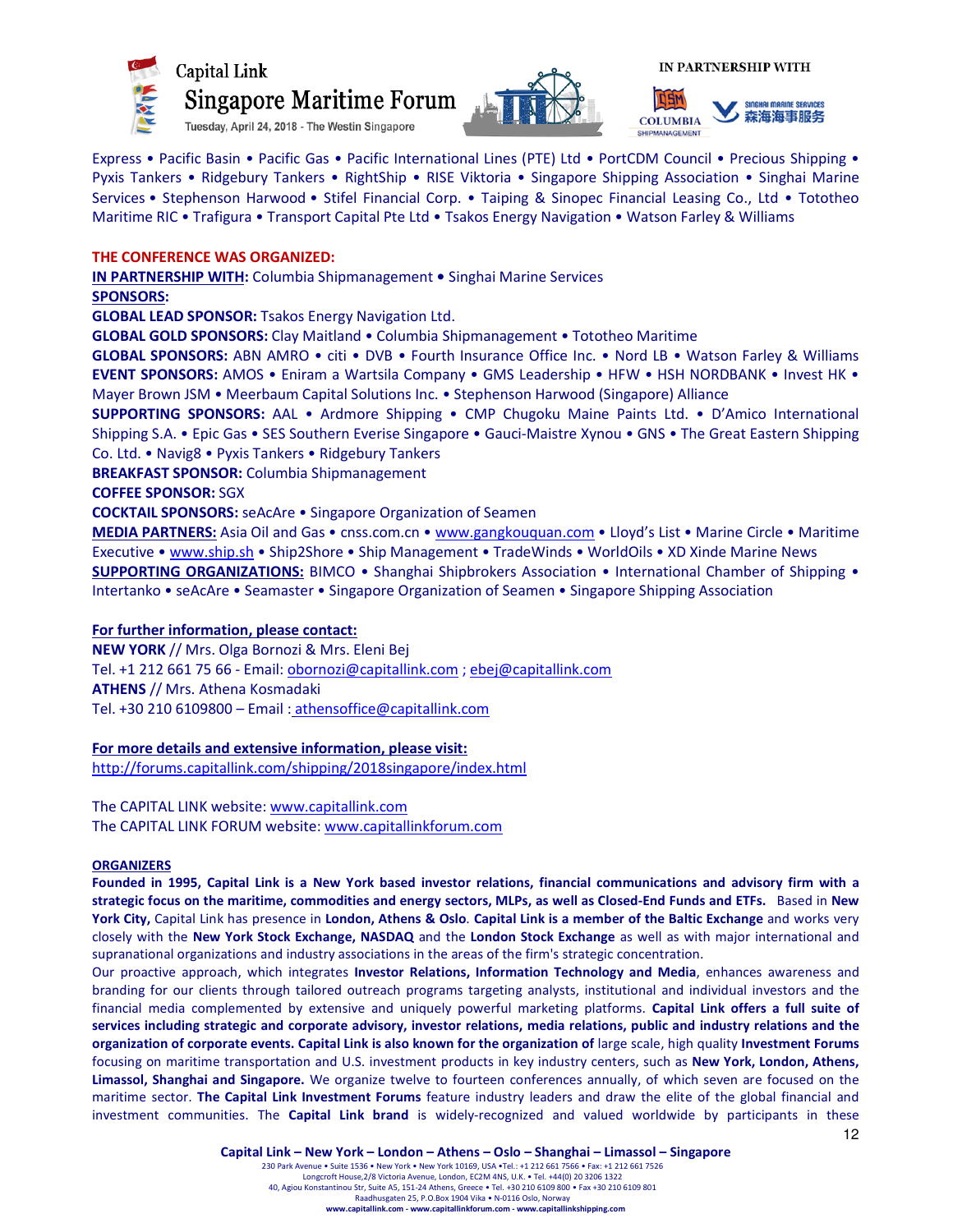Express • Pacific Basin • Pacific Gas • Pacific International Lines (PTE) Ltd • PortCDM Council • Precious Shipping • Pyxis Tankers • Ridgebury Tankers • RightShip • RISE Viktoria • Singapore Shipping Association • Singhai Marine Services • Stephenson Harwood • Stifel Financial Corp. • Taiping & Sinopec Financial Leasing Co., Ltd • Tototheo Maritime RIC • Trafigura • Transport Capital Pte Ltd • Tsakos Energy Navigation • Watson Farley & Williams

**THE CONFERENCE WAS ORGANIZED:**

**IN PARTNERSHIP WITH:** Columbia Shipmanagement • Singhai Marine Services

**SPONSORS:**

**GLOBAL LEAD SPONSOR:** Tsakos Energy Navigation Ltd.

**GLOBAL GOLD SPONSORS:** Clay Maitland • Columbia Shipmanagement • Tototheo Maritime

**GLOBAL SPONSORS:** ABN AMRO • citi • DVB • Fourth Insurance Office Inc. • Nord LB • Watson Farley & Williams

**EVENT SPONSORS:** AMOS • Eniram a Wartsila Company • GMS Leadership • HFW • HSH NORDBANK • Invest HK • Mayer Brown JSM • Meerbaum Capital Solutions Inc. • Stephenson Harwood (Singapore) Alliance

**SUPPORTING SPONSORS:** AAL • Ardmore Shipping • CMP Chugoku Maine Paints Ltd. • D'Amico International Shipping S.A. • Epic Gas • SES Southern Everise Singapore • Gauci-Maistre Xynou • GNS • The Great Eastern Shipping Co. Ltd. • Navig8 • Pyxis Tankers • Ridgebury Tankers

**BREAKFAST SPONSOR:** Columbia Shipmanagement

**COFFEE SPONSOR:** SGX

**COCKTAIL SPONSORS:** seAcAre • Singapore Organization of Seamen

**MEDIA PARTNERS:** Asia Oil and Gas • cnss.com.cn • www.gangkouquan.com • Lloyd's List • Marine Circle • Maritime Executive • www.ship.sh • Ship2Shore • Ship Management • TradeWinds • WorldOils • XD Xinde Marine News

**SUPPORTING ORGANIZATIONS:** BIMCO • Shanghai Shipbrokers Association • International Chamber of Shipping • Intertanko • seAcAre • Seamaster • Singapore Organization of Seamen • Singapore Shipping Association

**For further information, please contact:**

**NEW YORK** // Mrs. Olga Bornozi & Mrs. Eleni Bej
Tel. +1 212 661 75 66 - Email: obornozi@capitallink.com ; ebej@capitallink.com

**ATHENS** // Mrs. Athena Kosmadaki
Tel. +30 210 6109800 – Email : athensoffice@capitallink.com

**For more details and extensive information, please visit:**
http://forums.capitallink.com/shipping/2018singapore/index.html

The CAPITAL LINK website: www.capitallink.com
The CAPITAL LINK FORUM website: www.capitallinkforum.com

**ORGANIZERS**

**Founded in 1995, Capital Link is a New York based investor relations, financial communications and advisory firm with a strategic focus on the maritime, commodities and energy sectors, MLPs, as well as Closed-End Funds and ETFs.** Based in **New York City,** Capital Link has presence in **London, Athens & Oslo**. **Capital Link is a member of the Baltic Exchange** and works very closely with the **New York Stock Exchange, NASDAQ** and the **London Stock Exchange** as well as with major international and supranational organizations and industry associations in the areas of the firm's strategic concentration.

Our proactive approach, which integrates **Investor Relations, Information Technology and Media**, enhances awareness and branding for our clients through tailored outreach programs targeting analysts, institutional and individual investors and the financial media complemented by extensive and uniquely powerful marketing platforms. **Capital Link offers a full suite of services including strategic and corporate advisory, investor relations, media relations, public and industry relations and the organization of corporate events. Capital Link is also known for the organization of** large scale, high quality **Investment Forums** focusing on maritime transportation and U.S. investment products in key industry centers, such as **New York, London, Athens, Limassol, Shanghai and Singapore.** We organize twelve to fourteen conferences annually, of which seven are focused on the maritime sector. **The Capital Link Investment Forums** feature industry leaders and draw the elite of the global financial and investment communities. The **Capital Link brand** is widely-recognized and valued worldwide by participants in these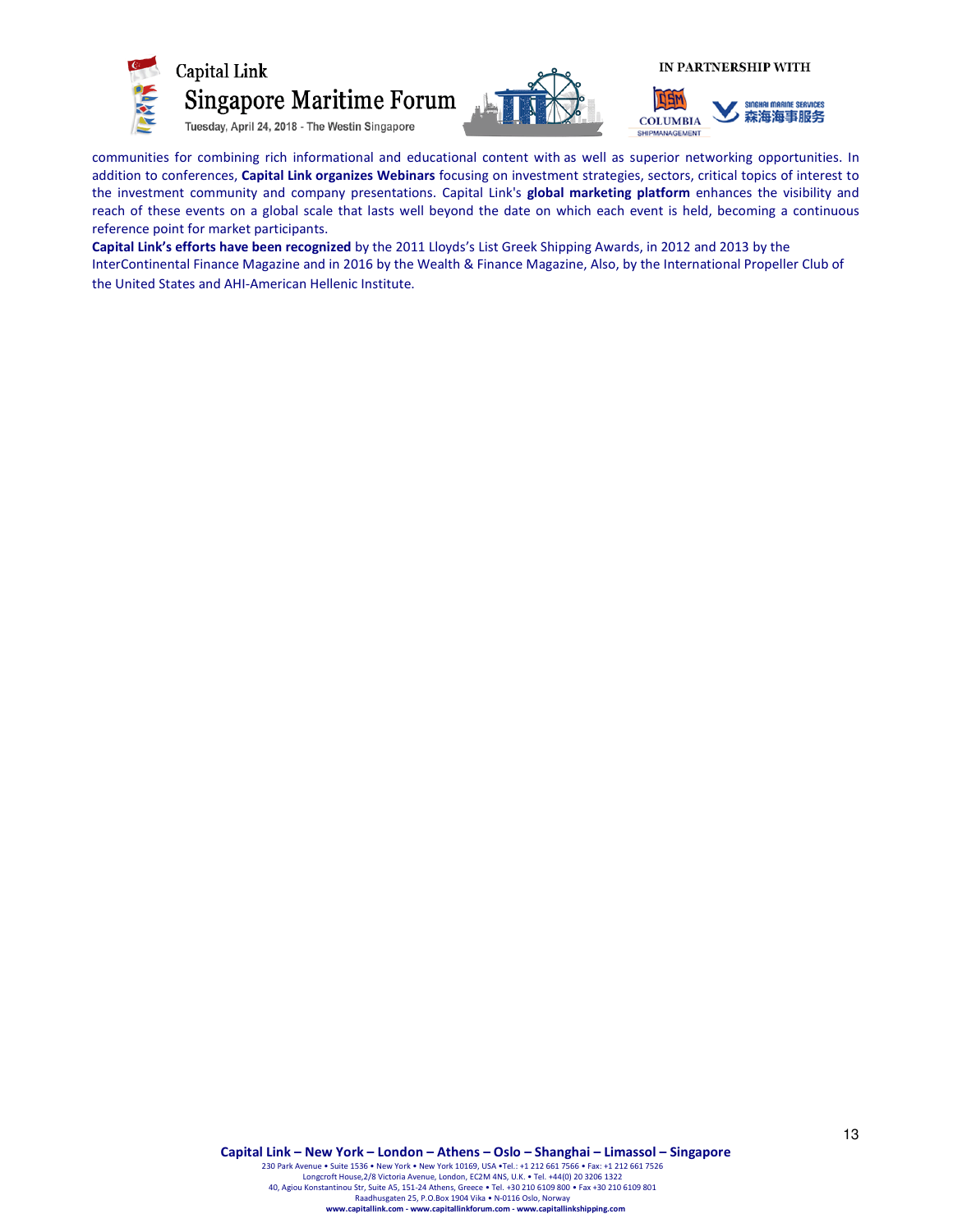communities for combining rich informational and educational content with as well as superior networking opportunities. In addition to conferences, **Capital Link organizes Webinars** focusing on investment strategies, sectors, critical topics of interest to the investment community and company presentations. Capital Link's **global marketing platform** enhances the visibility and reach of these events on a global scale that lasts well beyond the date on which each event is held, becoming a continuous reference point for market participants.

**Capital Link's efforts have been recognized** by the 2011 Lloyds's List Greek Shipping Awards, in 2012 and 2013 by the InterContinental Finance Magazine and in 2016 by the Wealth & Finance Magazine, Also, by the International Propeller Club of the United States and AHI-American Hellenic Institute.